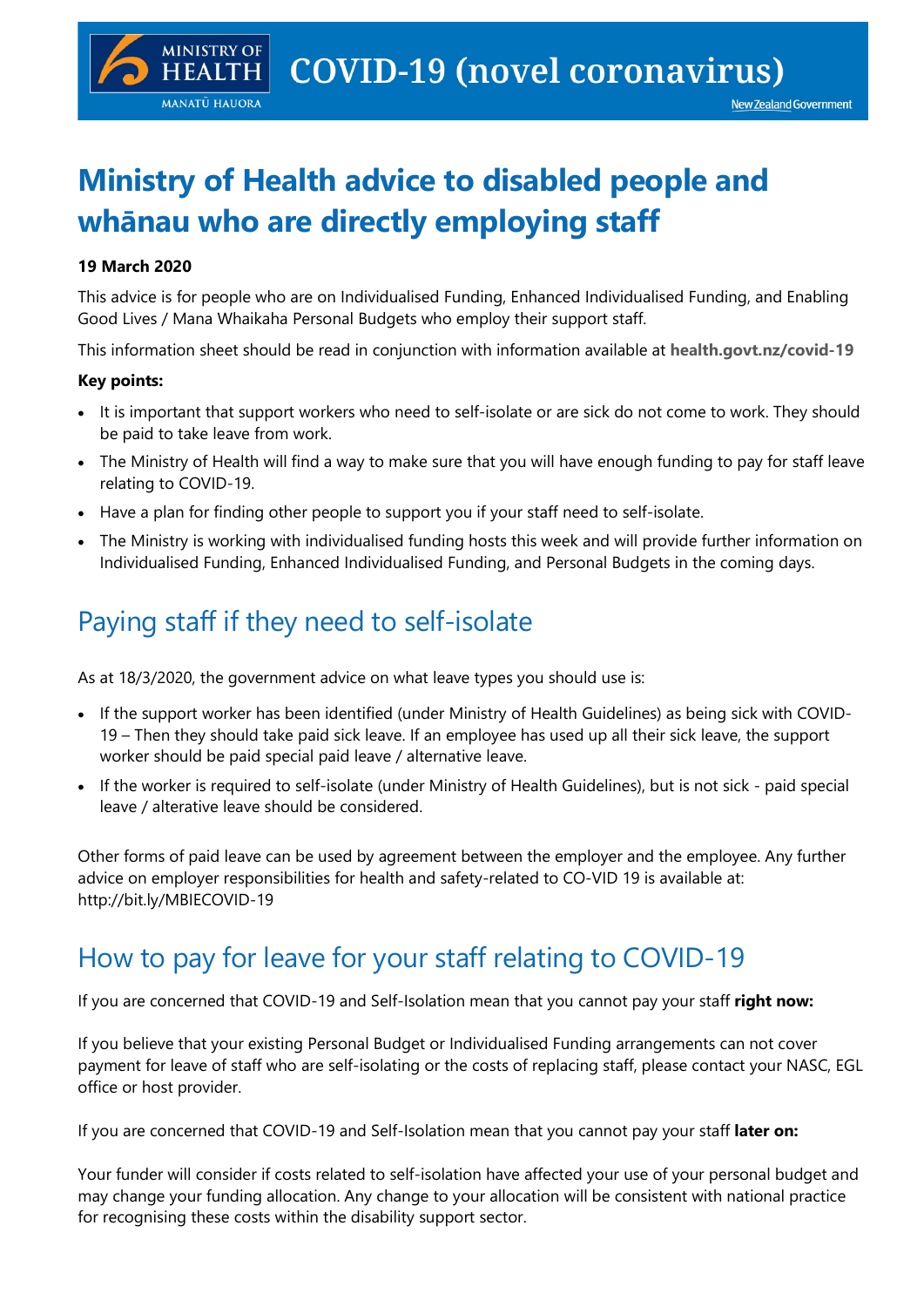# Ministry of Health advice to disabled people and whānau who are directly employing staff

**19 March 2020**

This advice is for people who are on Individualised Funding, Enhanced Individualised Funding, and Enabling Good Lives / Mana Whaikaha Personal Budgets who employ their support staff.

This information sheet should be read in conjunction with information available at **health.govt.nz/covid-19**

**Key points:**

- It is important that support workers who need to self-isolate or are sick do not come to work. They should be paid to take leave from work.
- The Ministry of Health will find a way to make sure that you will have enough funding to pay for staff leave relating to COVID-19.
- Have a plan for finding other people to support you if your staff need to self-isolate.
- The Ministry is working with individualised funding hosts this week and will provide further information on Individualised Funding, Enhanced Individualised Funding, and Personal Budgets in the coming days.

## Paying staff if they need to self-isolate

As at 18/3/2020, the government advice on what leave types you should use is:

- If the support worker has been identified (under Ministry of Health Guidelines) as being sick with COVID-19 – Then they should take paid sick leave. If an employee has used up all their sick leave, the support worker should be paid special paid leave / alternative leave.
- If the worker is required to self-isolate (under Ministry of Health Guidelines), but is not sick - paid special leave / alterative leave should be considered.

Other forms of paid leave can be used by agreement between the employer and the employee. Any further advice on employer responsibilities for health and safety-related to CO-VID 19 is available at: http://bit.ly/MBIECOVID-19

## How to pay for leave for your staff relating to COVID-19

If you are concerned that COVID-19 and Self-Isolation mean that you cannot pay your staff **right now:**

If you believe that your existing Personal Budget or Individualised Funding arrangements can not cover payment for leave of staff who are self-isolating or the costs of replacing staff, please contact your NASC, EGL office or host provider.

If you are concerned that COVID-19 and Self-Isolation mean that you cannot pay your staff **later on:**

Your funder will consider if costs related to self-isolation have affected your use of your personal budget and may change your funding allocation. Any change to your allocation will be consistent with national practice for recognising these costs within the disability support sector.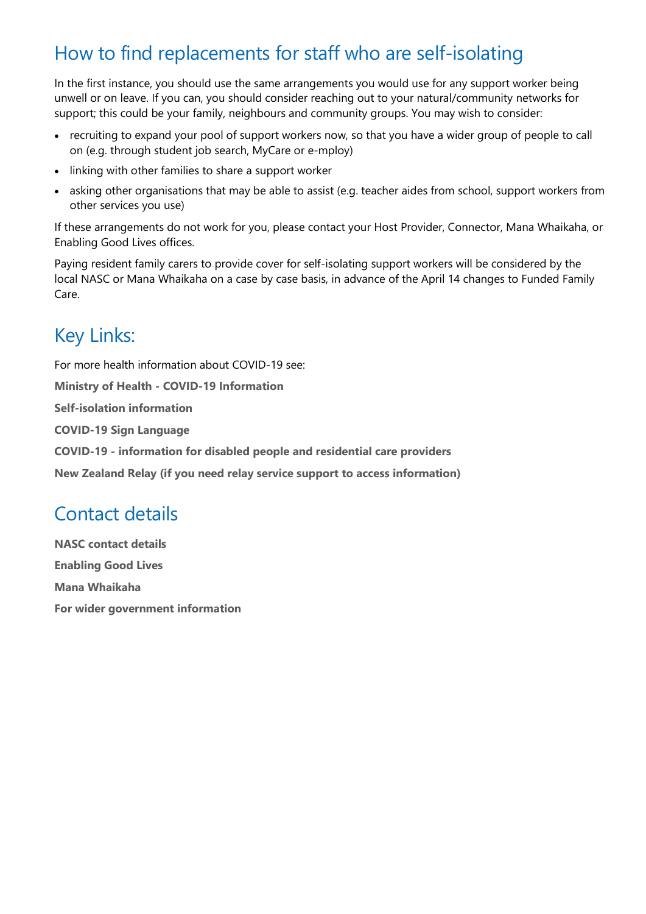## How to find replacements for staff who are self-isolating

In the first instance, you should use the same arrangements you would use for any support worker being unwell or on leave. If you can, you should consider reaching out to your natural/community networks for support; this could be your family, neighbours and community groups. You may wish to consider:

- recruiting to expand your pool of support workers now, so that you have a wider group of people to call on (e.g. through student job search, MyCare or e-mploy)
- linking with other families to share a support worker
- asking other organisations that may be able to assist (e.g. teacher aides from school, support workers from other services you use)

If these arrangements do not work for you, please contact your Host Provider, Connector, Mana Whaikaha, or Enabling Good Lives offices.

Paying resident family carers to provide cover for self-isolating support workers will be considered by the local NASC or Mana Whaikaha on a case by case basis, in advance of the April 14 changes to Funded Family Care.

## Key Links:

For more health information about COVID-19 see:

**Ministry of Health - COVID-19 Information**

**Self-isolation information**

**COVID-19 Sign Language**

**COVID-19 - information for disabled people and residential care providers**

**New Zealand Relay (if you need relay service support to access information)**

## Contact details

**NASC contact details**

**Enabling Good Lives**

**Mana Whaikaha**

**For wider government information**